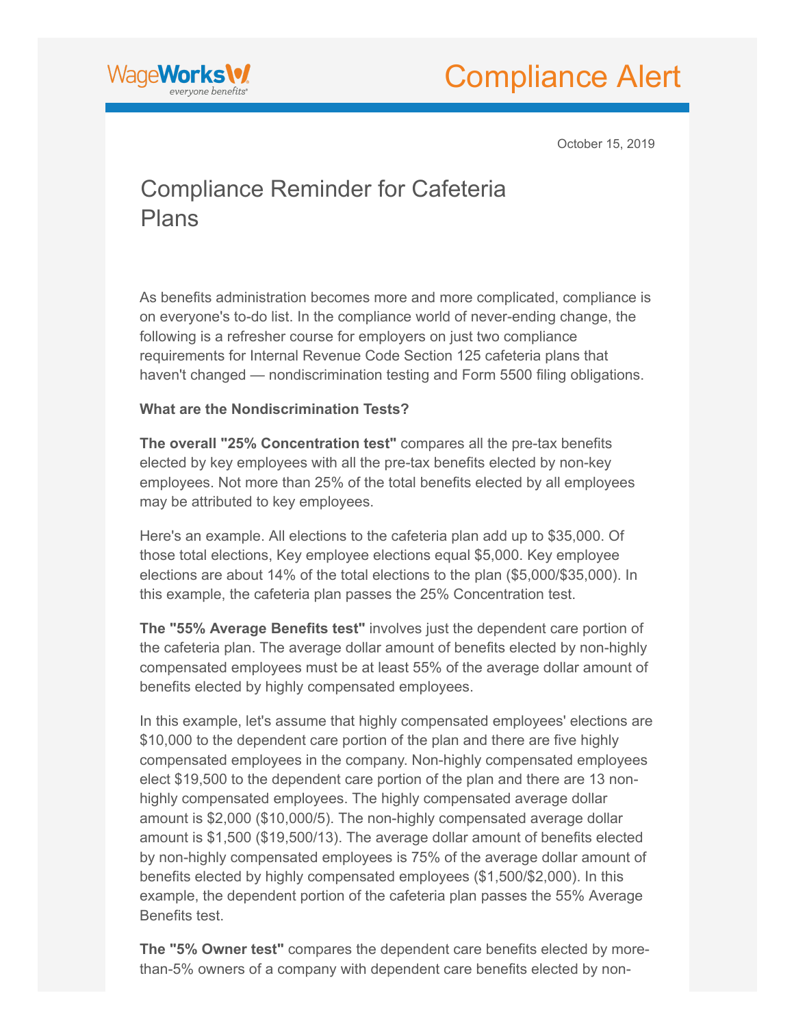WageWorks
*everyone benefits®*

# Compliance Alert

October 15, 2019

## Compliance Reminder for Cafeteria Plans

As benefits administration becomes more and more complicated, compliance is on everyone's to-do list. In the compliance world of never-ending change, the following is a refresher course for employers on just two compliance requirements for Internal Revenue Code Section 125 cafeteria plans that haven't changed — nondiscrimination testing and Form 5500 filing obligations.

**What are the Nondiscrimination Tests?**

**The overall "25% Concentration test"** compares all the pre-tax benefits elected by key employees with all the pre-tax benefits elected by non-key employees. Not more than 25% of the total benefits elected by all employees may be attributed to key employees.

Here's an example. All elections to the cafeteria plan add up to $35,000. Of those total elections, Key employee elections equal $5,000. Key employee elections are about 14% of the total elections to the plan ($5,000/$35,000). In this example, the cafeteria plan passes the 25% Concentration test.

**The "55% Average Benefits test"** involves just the dependent care portion of the cafeteria plan. The average dollar amount of benefits elected by non-highly compensated employees must be at least 55% of the average dollar amount of benefits elected by highly compensated employees.

In this example, let's assume that highly compensated employees' elections are $10,000 to the dependent care portion of the plan and there are five highly compensated employees in the company. Non-highly compensated employees elect $19,500 to the dependent care portion of the plan and there are 13 non-highly compensated employees. The highly compensated average dollar amount is $2,000 ($10,000/5). The non-highly compensated average dollar amount is $1,500 ($19,500/13). The average dollar amount of benefits elected by non-highly compensated employees is 75% of the average dollar amount of benefits elected by highly compensated employees ($1,500/$2,000). In this example, the dependent portion of the cafeteria plan passes the 55% Average Benefits test.

**The "5% Owner test"** compares the dependent care benefits elected by more-than-5% owners of a company with dependent care benefits elected by non-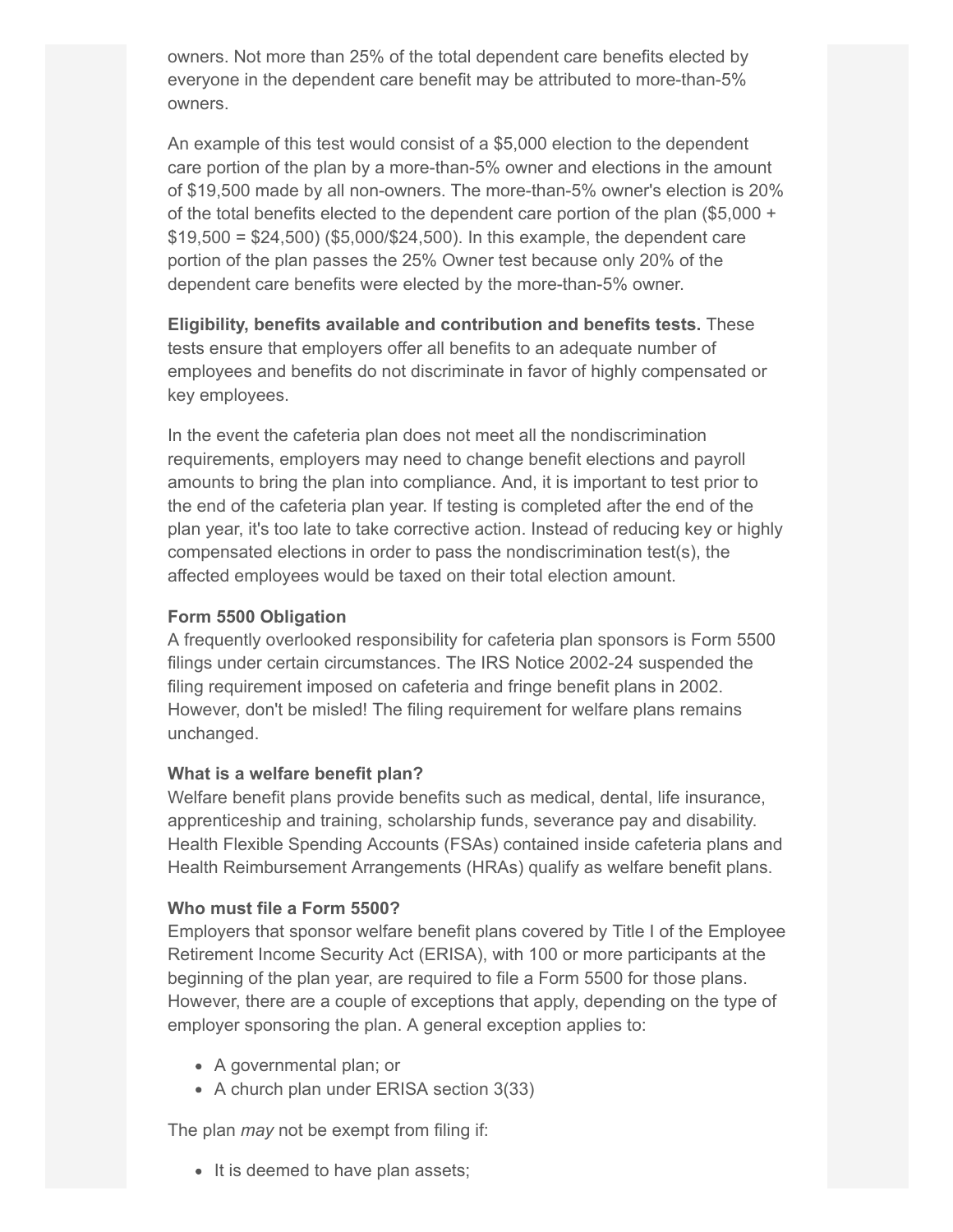owners. Not more than 25% of the total dependent care benefits elected by everyone in the dependent care benefit may be attributed to more-than-5% owners.

An example of this test would consist of a $5,000 election to the dependent care portion of the plan by a more-than-5% owner and elections in the amount of $19,500 made by all non-owners. The more-than-5% owner's election is 20% of the total benefits elected to the dependent care portion of the plan ($5,000 + $19,500 = $24,500) ($5,000/$24,500). In this example, the dependent care portion of the plan passes the 25% Owner test because only 20% of the dependent care benefits were elected by the more-than-5% owner.

**Eligibility, benefits available and contribution and benefits tests.** These tests ensure that employers offer all benefits to an adequate number of employees and benefits do not discriminate in favor of highly compensated or key employees.

In the event the cafeteria plan does not meet all the nondiscrimination requirements, employers may need to change benefit elections and payroll amounts to bring the plan into compliance. And, it is important to test prior to the end of the cafeteria plan year. If testing is completed after the end of the plan year, it's too late to take corrective action. Instead of reducing key or highly compensated elections in order to pass the nondiscrimination test(s), the affected employees would be taxed on their total election amount.

**Form 5500 Obligation**

A frequently overlooked responsibility for cafeteria plan sponsors is Form 5500 filings under certain circumstances. The IRS Notice 2002-24 suspended the filing requirement imposed on cafeteria and fringe benefit plans in 2002. However, don't be misled! The filing requirement for welfare plans remains unchanged.

**What is a welfare benefit plan?**

Welfare benefit plans provide benefits such as medical, dental, life insurance, apprenticeship and training, scholarship funds, severance pay and disability. Health Flexible Spending Accounts (FSAs) contained inside cafeteria plans and Health Reimbursement Arrangements (HRAs) qualify as welfare benefit plans.

**Who must file a Form 5500?**

Employers that sponsor welfare benefit plans covered by Title I of the Employee Retirement Income Security Act (ERISA), with 100 or more participants at the beginning of the plan year, are required to file a Form 5500 for those plans. However, there are a couple of exceptions that apply, depending on the type of employer sponsoring the plan. A general exception applies to:

- A governmental plan; or
- A church plan under ERISA section 3(33)

The plan *may* not be exempt from filing if:

- It is deemed to have plan assets;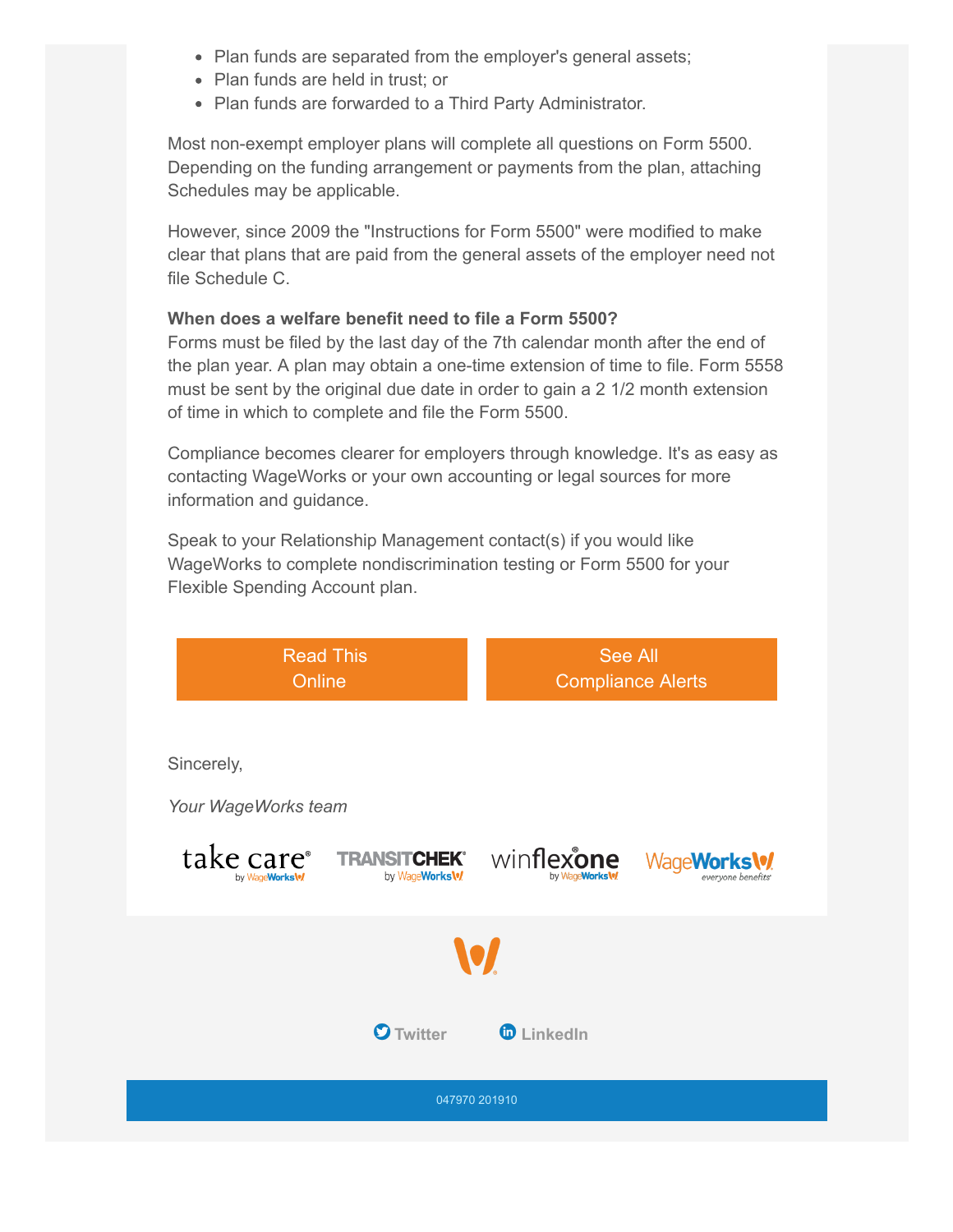- Plan funds are separated from the employer's general assets;
- Plan funds are held in trust; or
- Plan funds are forwarded to a Third Party Administrator.

Most non-exempt employer plans will complete all questions on Form 5500. Depending on the funding arrangement or payments from the plan, attaching Schedules may be applicable.

However, since 2009 the "Instructions for Form 5500" were modified to make clear that plans that are paid from the general assets of the employer need not file Schedule C.

**When does a welfare benefit need to file a Form 5500?**
Forms must be filed by the last day of the 7th calendar month after the end of the plan year. A plan may obtain a one-time extension of time to file. Form 5558 must be sent by the original due date in order to gain a 2 1/2 month extension of time in which to complete and file the Form 5500.

Compliance becomes clearer for employers through knowledge. It's as easy as contacting WageWorks or your own accounting or legal sources for more information and guidance.

Speak to your Relationship Management contact(s) if you would like WageWorks to complete nondiscrimination testing or Form 5500 for your Flexible Spending Account plan.

Read This Online

See All Compliance Alerts

Sincerely,

*Your WageWorks team*

Twitter LinkedIn

047970 201910